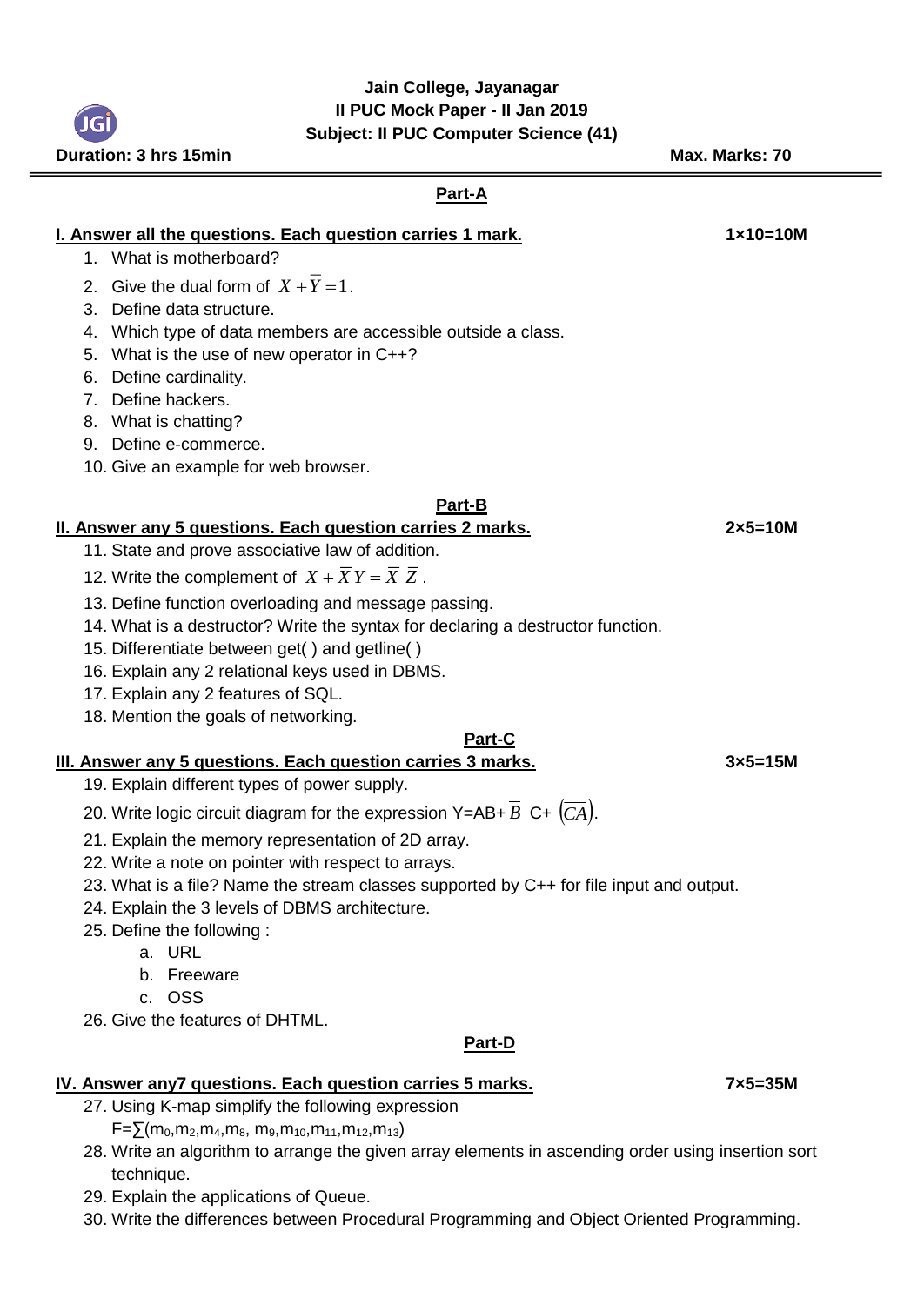# Jain College, Jayanagar
## II PUC Mock Paper - II Jan 2019
## Subject: II PUC Computer Science (41)

**Duration: 3 hrs 15min** | **Max. Marks: 70**

## Part-A

**I. Answer all the questions. Each question carries 1 mark.** **1×10=10M**

1. What is motherboard?
2. Give the dual form of $X+\overline{Y}=1$.
3. Define data structure.
4. Which type of data members are accessible outside a class.
5. What is the use of new operator in C++?
6. Define cardinality.
7. Define hackers.
8. What is chatting?
9. Define e-commerce.
10. Give an example for web browser.

## Part-B

**II. Answer any 5 questions. Each question carries 2 marks.** **2×5=10M**

11. State and prove associative law of addition.
12. Write the complement of $X+\overline{X}Y=\overline{X}\ \overline{Z}$.
13. Define function overloading and message passing.
14. What is a destructor? Write the syntax for declaring a destructor function.
15. Differentiate between get( ) and getline( )
16. Explain any 2 relational keys used in DBMS.
17. Explain any 2 features of SQL.
18. Mention the goals of networking.

## Part-C

**III. Answer any 5 questions. Each question carries 3 marks.** **3×5=15M**

19. Explain different types of power supply.
20. Write logic circuit diagram for the expression Y=AB+$\overline{B}$ C+ $(\overline{CA})$.
21. Explain the memory representation of 2D array.
22. Write a note on pointer with respect to arrays.
23. What is a file? Name the stream classes supported by C++ for file input and output.
24. Explain the 3 levels of DBMS architecture.
25. Define the following :
    a. URL
    b. Freeware
    c. OSS
26. Give the features of DHTML.

## Part-D

**IV. Answer any7 questions. Each question carries 5 marks.** **7×5=35M**

27. Using K-map simplify the following expression
    F=$\sum(m_0,m_2,m_4,m_8, m_9,m_{10},m_{11},m_{12},m_{13})$
28. Write an algorithm to arrange the given array elements in ascending order using insertion sort technique.
29. Explain the applications of Queue.
30. Write the differences between Procedural Programming and Object Oriented Programming.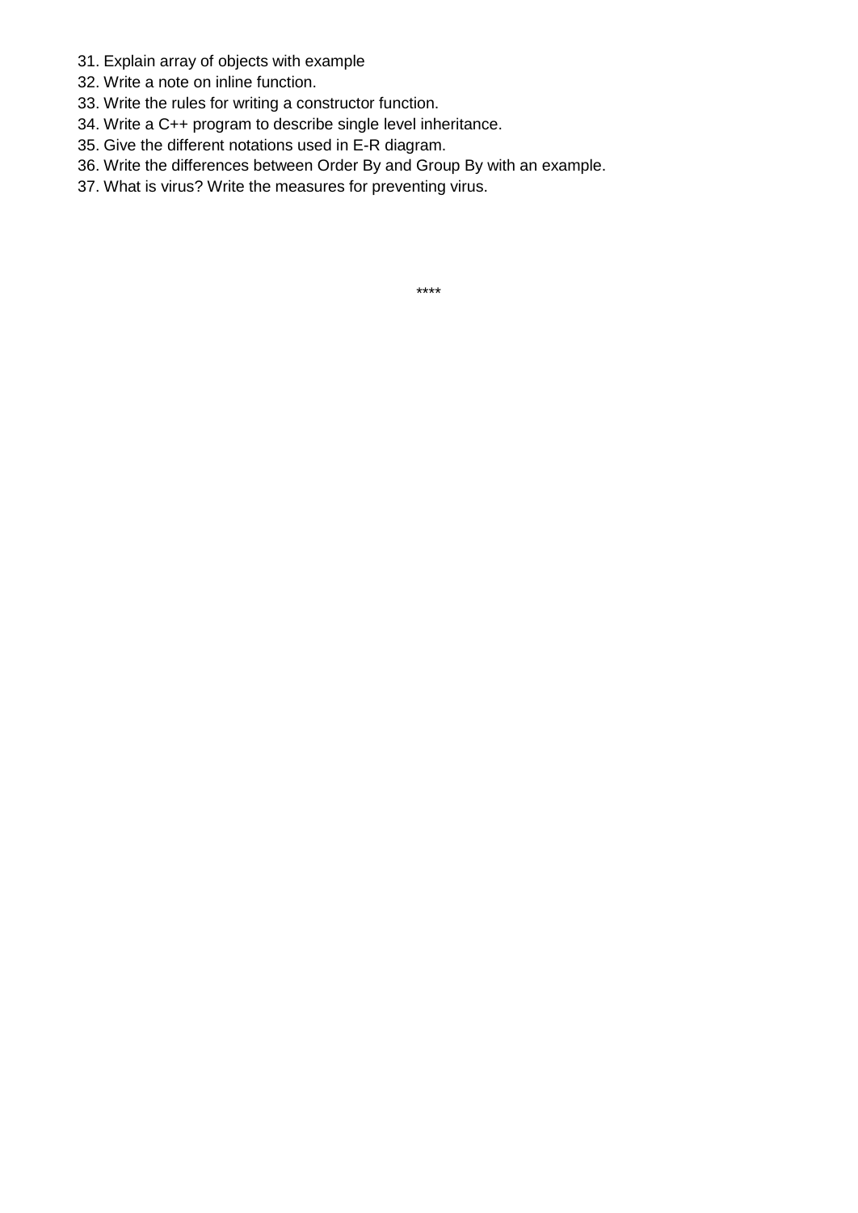31. Explain array of objects with example
32. Write a note on inline function.
33. Write the rules for writing a constructor function.
34. Write a C++ program to describe single level inheritance.
35. Give the different notations used in E-R diagram.
36. Write the differences between Order By and Group By with an example.
37. What is virus? Write the measures for preventing virus.

****